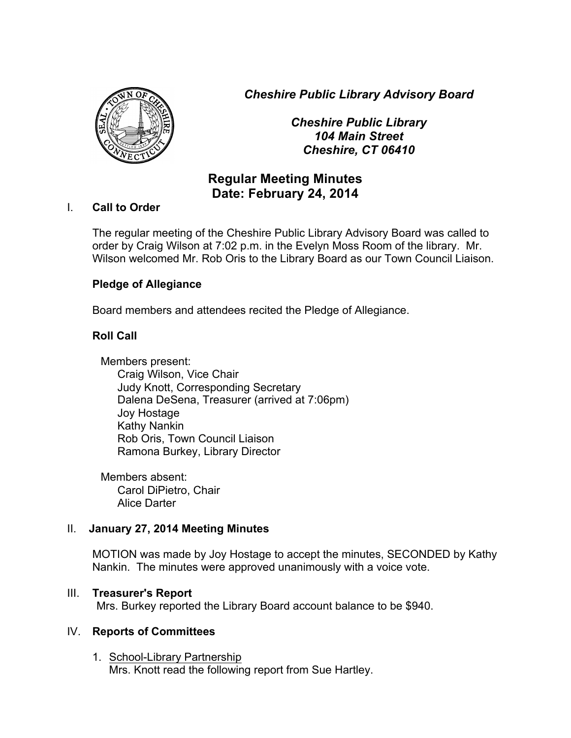*Cheshire Public Library Advisory Board*

*Cheshire Public Library*
*104 Main Street*
*Cheshire, CT 06410*

# Regular Meeting Minutes
# Date: February 24, 2014

## I. Call to Order

The regular meeting of the Cheshire Public Library Advisory Board was called to order by Craig Wilson at 7:02 p.m. in the Evelyn Moss Room of the library. Mr. Wilson welcomed Mr. Rob Oris to the Library Board as our Town Council Liaison.

### Pledge of Allegiance

Board members and attendees recited the Pledge of Allegiance.

### Roll Call

Members present:
- Craig Wilson, Vice Chair
- Judy Knott, Corresponding Secretary
- Dalena DeSena, Treasurer (arrived at 7:06pm)
- Joy Hostage
- Kathy Nankin
- Rob Oris, Town Council Liaison
- Ramona Burkey, Library Director

Members absent:
- Carol DiPietro, Chair
- Alice Darter

## II. January 27, 2014 Meeting Minutes

MOTION was made by Joy Hostage to accept the minutes, SECONDED by Kathy Nankin. The minutes were approved unanimously with a voice vote.

## III. Treasurer's Report

Mrs. Burkey reported the Library Board account balance to be $940.

## IV. Reports of Committees

1. School-Library Partnership
   Mrs. Knott read the following report from Sue Hartley.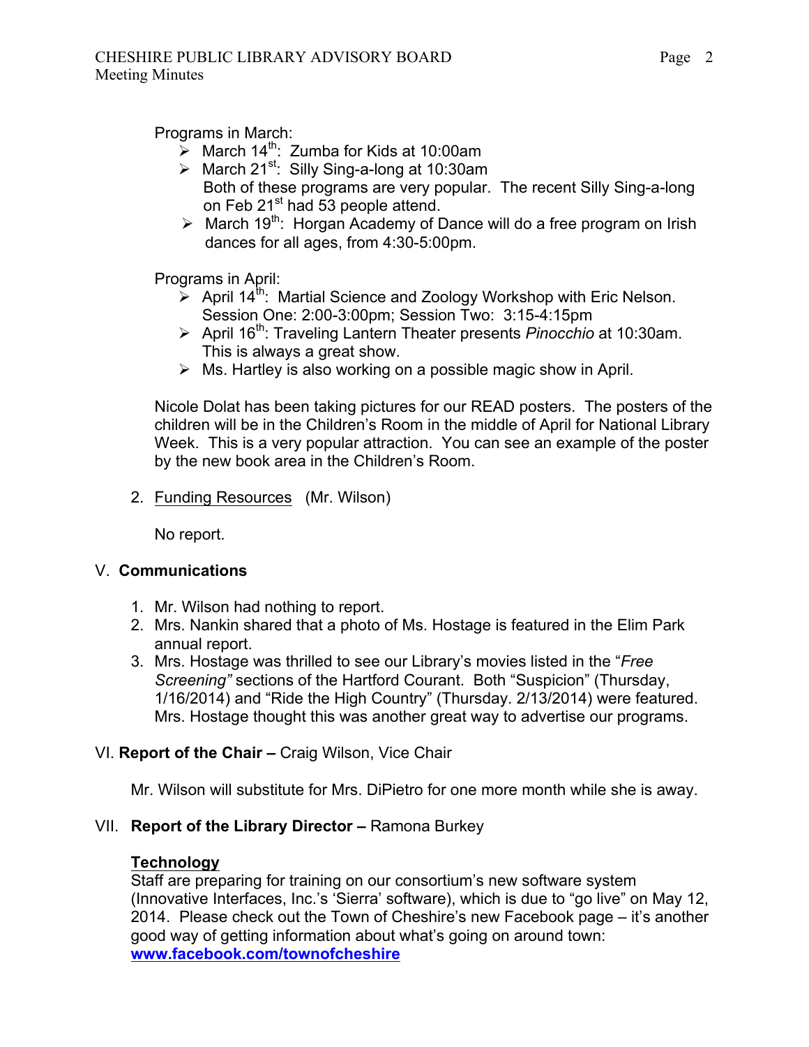Programs in March:

- March 14th: Zumba for Kids at 10:00am
- March 21st: Silly Sing-a-long at 10:30am
  Both of these programs are very popular. The recent Silly Sing-a-long on Feb 21st had 53 people attend.
- March 19th: Horgan Academy of Dance will do a free program on Irish dances for all ages, from 4:30-5:00pm.

Programs in April:

- April 14th: Martial Science and Zoology Workshop with Eric Nelson. Session One: 2:00-3:00pm; Session Two: 3:15-4:15pm
- April 16th: Traveling Lantern Theater presents *Pinocchio* at 10:30am. This is always a great show.
- Ms. Hartley is also working on a possible magic show in April.

Nicole Dolat has been taking pictures for our READ posters. The posters of the children will be in the Children's Room in the middle of April for National Library Week. This is a very popular attraction. You can see an example of the poster by the new book area in the Children's Room.

2. Funding Resources (Mr. Wilson)

   No report.

## V. **Communications**

1. Mr. Wilson had nothing to report.
2. Mrs. Nankin shared that a photo of Ms. Hostage is featured in the Elim Park annual report.
3. Mrs. Hostage was thrilled to see our Library's movies listed in the "*Free Screening"* sections of the Hartford Courant. Both "Suspicion" (Thursday, 1/16/2014) and "Ride the High Country" (Thursday. 2/13/2014) were featured. Mrs. Hostage thought this was another great way to advertise our programs.

## VI. **Report of the Chair –** Craig Wilson, Vice Chair

Mr. Wilson will substitute for Mrs. DiPietro for one more month while she is away.

## VII. **Report of the Library Director –** Ramona Burkey

**Technology**

Staff are preparing for training on our consortium's new software system (Innovative Interfaces, Inc.'s 'Sierra' software), which is due to "go live" on May 12, 2014. Please check out the Town of Cheshire's new Facebook page – it's another good way of getting information about what's going on around town: **www.facebook.com/townofcheshire**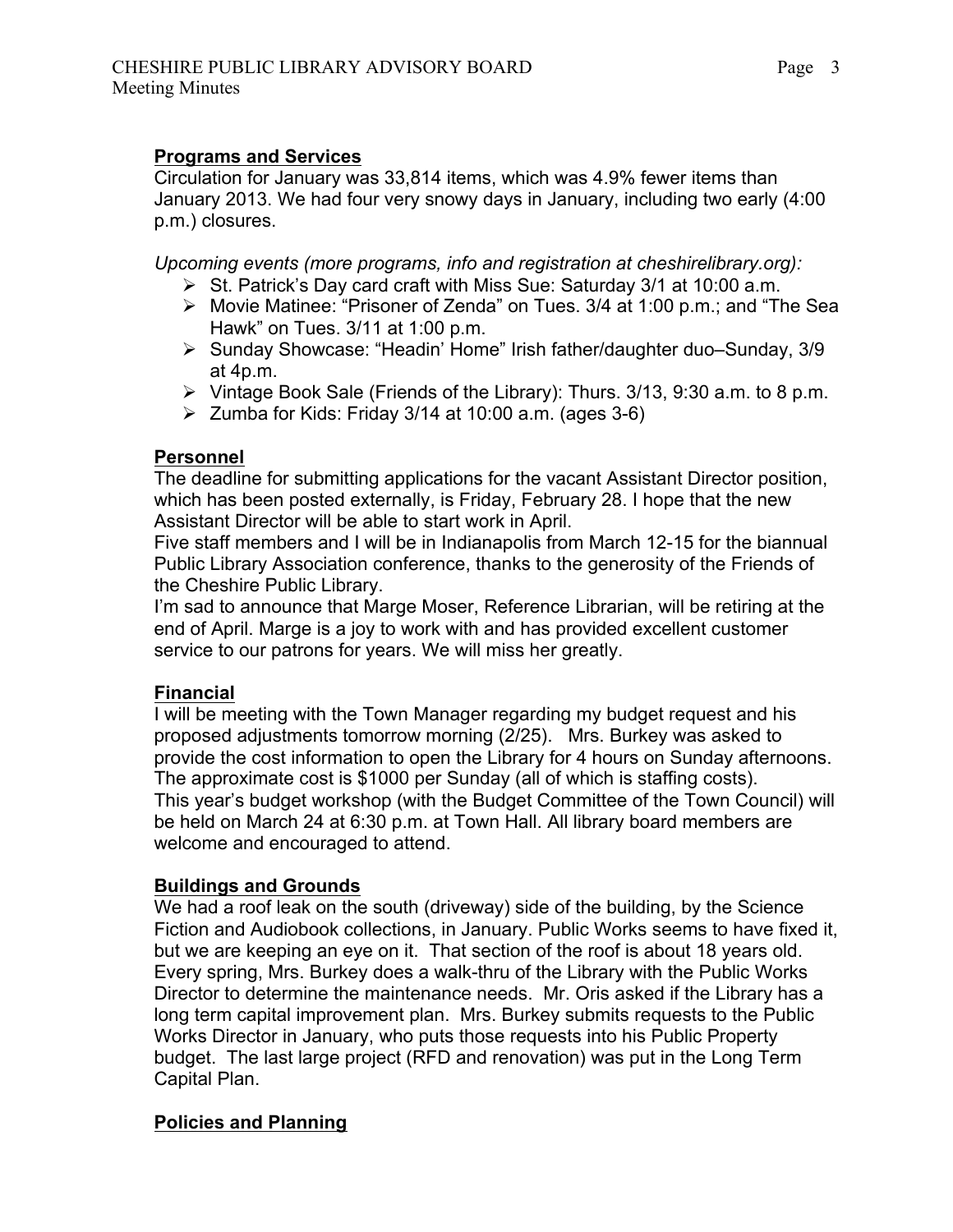## Programs and Services

Circulation for January was 33,814 items, which was 4.9% fewer items than January 2013. We had four very snowy days in January, including two early (4:00 p.m.) closures.

*Upcoming events (more programs, info and registration at cheshirelibrary.org):*

- St. Patrick's Day card craft with Miss Sue: Saturday 3/1 at 10:00 a.m.
- Movie Matinee: "Prisoner of Zenda" on Tues. 3/4 at 1:00 p.m.; and "The Sea Hawk" on Tues. 3/11 at 1:00 p.m.
- Sunday Showcase: "Headin' Home" Irish father/daughter duo–Sunday, 3/9 at 4p.m.
- Vintage Book Sale (Friends of the Library): Thurs. 3/13, 9:30 a.m. to 8 p.m.
- Zumba for Kids: Friday 3/14 at 10:00 a.m. (ages 3-6)

## Personnel

The deadline for submitting applications for the vacant Assistant Director position, which has been posted externally, is Friday, February 28. I hope that the new Assistant Director will be able to start work in April.

Five staff members and I will be in Indianapolis from March 12-15 for the biannual Public Library Association conference, thanks to the generosity of the Friends of the Cheshire Public Library.

I'm sad to announce that Marge Moser, Reference Librarian, will be retiring at the end of April. Marge is a joy to work with and has provided excellent customer service to our patrons for years. We will miss her greatly.

## Financial

I will be meeting with the Town Manager regarding my budget request and his proposed adjustments tomorrow morning (2/25). Mrs. Burkey was asked to provide the cost information to open the Library for 4 hours on Sunday afternoons. The approximate cost is $1000 per Sunday (all of which is staffing costs).

This year's budget workshop (with the Budget Committee of the Town Council) will be held on March 24 at 6:30 p.m. at Town Hall. All library board members are welcome and encouraged to attend.

## Buildings and Grounds

We had a roof leak on the south (driveway) side of the building, by the Science Fiction and Audiobook collections, in January. Public Works seems to have fixed it, but we are keeping an eye on it. That section of the roof is about 18 years old. Every spring, Mrs. Burkey does a walk-thru of the Library with the Public Works Director to determine the maintenance needs. Mr. Oris asked if the Library has a long term capital improvement plan. Mrs. Burkey submits requests to the Public Works Director in January, who puts those requests into his Public Property budget. The last large project (RFD and renovation) was put in the Long Term Capital Plan.

## Policies and Planning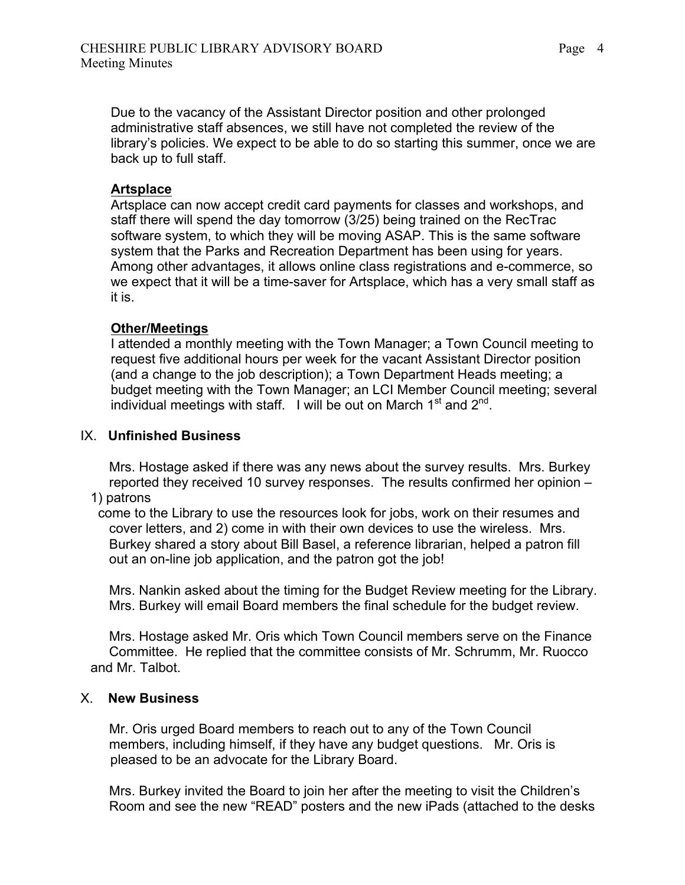Due to the vacancy of the Assistant Director position and other prolonged administrative staff absences, we still have not completed the review of the library's policies. We expect to be able to do so starting this summer, once we are back up to full staff.

**Artsplace**

Artsplace can now accept credit card payments for classes and workshops, and staff there will spend the day tomorrow (3/25) being trained on the RecTrac software system, to which they will be moving ASAP. This is the same software system that the Parks and Recreation Department has been using for years. Among other advantages, it allows online class registrations and e-commerce, so we expect that it will be a time-saver for Artsplace, which has a very small staff as it is.

**Other/Meetings**

I attended a monthly meeting with the Town Manager; a Town Council meeting to request five additional hours per week for the vacant Assistant Director position (and a change to the job description); a Town Department Heads meeting; a budget meeting with the Town Manager; an LCI Member Council meeting; several individual meetings with staff. I will be out on March 1st and 2nd.

## IX. Unfinished Business

Mrs. Hostage asked if there was any news about the survey results. Mrs. Burkey reported they received 10 survey responses. The results confirmed her opinion – 1) patrons come to the Library to use the resources look for jobs, work on their resumes and cover letters, and 2) come in with their own devices to use the wireless. Mrs. Burkey shared a story about Bill Basel, a reference librarian, helped a patron fill out an on-line job application, and the patron got the job!

Mrs. Nankin asked about the timing for the Budget Review meeting for the Library. Mrs. Burkey will email Board members the final schedule for the budget review.

Mrs. Hostage asked Mr. Oris which Town Council members serve on the Finance Committee. He replied that the committee consists of Mr. Schrumm, Mr. Ruocco and Mr. Talbot.

## X. New Business

Mr. Oris urged Board members to reach out to any of the Town Council members, including himself, if they have any budget questions. Mr. Oris is pleased to be an advocate for the Library Board.

Mrs. Burkey invited the Board to join her after the meeting to visit the Children's Room and see the new "READ" posters and the new iPads (attached to the desks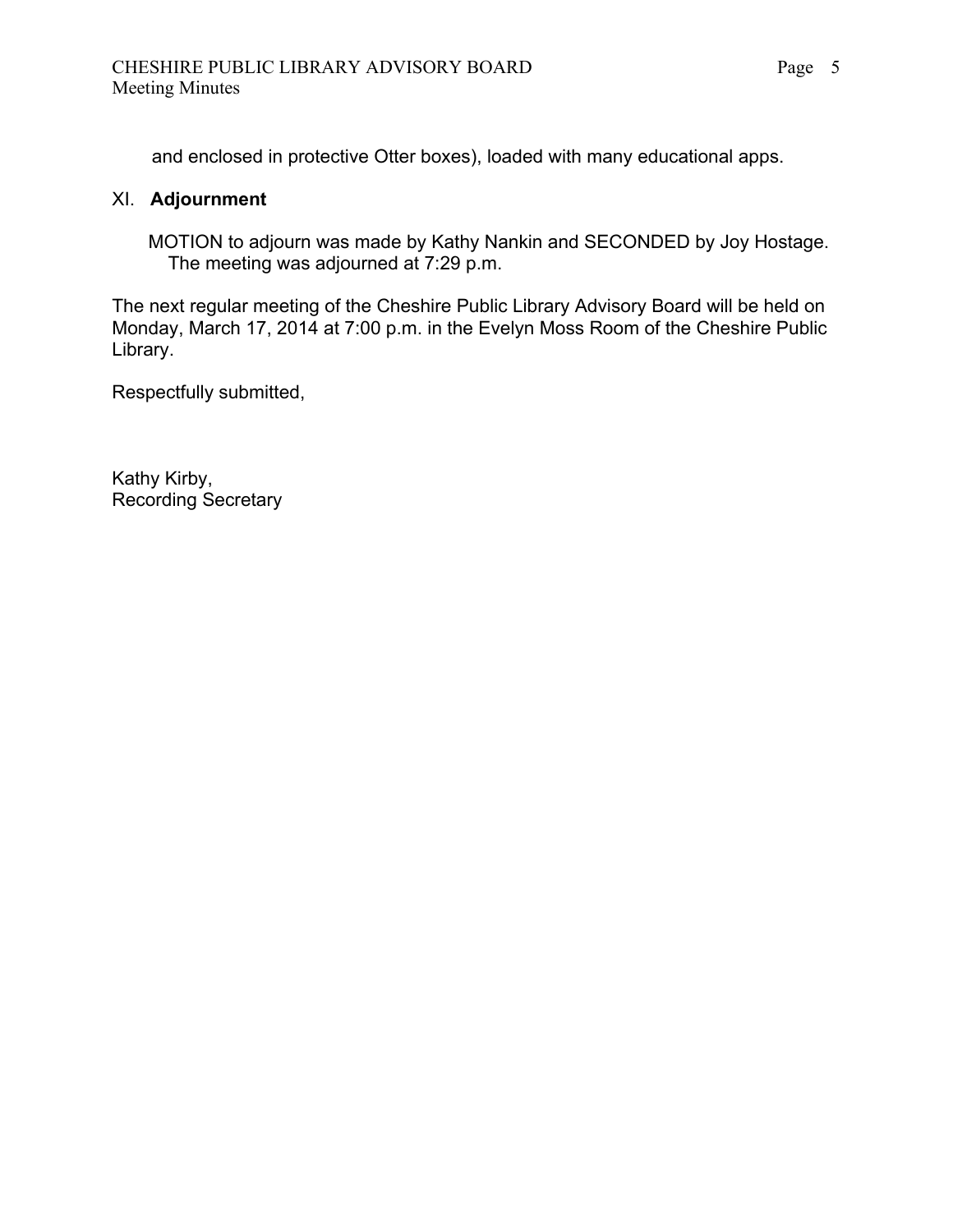and enclosed in protective Otter boxes), loaded with many educational apps.

## XI. **Adjournment**

MOTION to adjourn was made by Kathy Nankin and SECONDED by Joy Hostage. The meeting was adjourned at 7:29 p.m.

The next regular meeting of the Cheshire Public Library Advisory Board will be held on Monday, March 17, 2014 at 7:00 p.m. in the Evelyn Moss Room of the Cheshire Public Library.

Respectfully submitted,

Kathy Kirby,
Recording Secretary